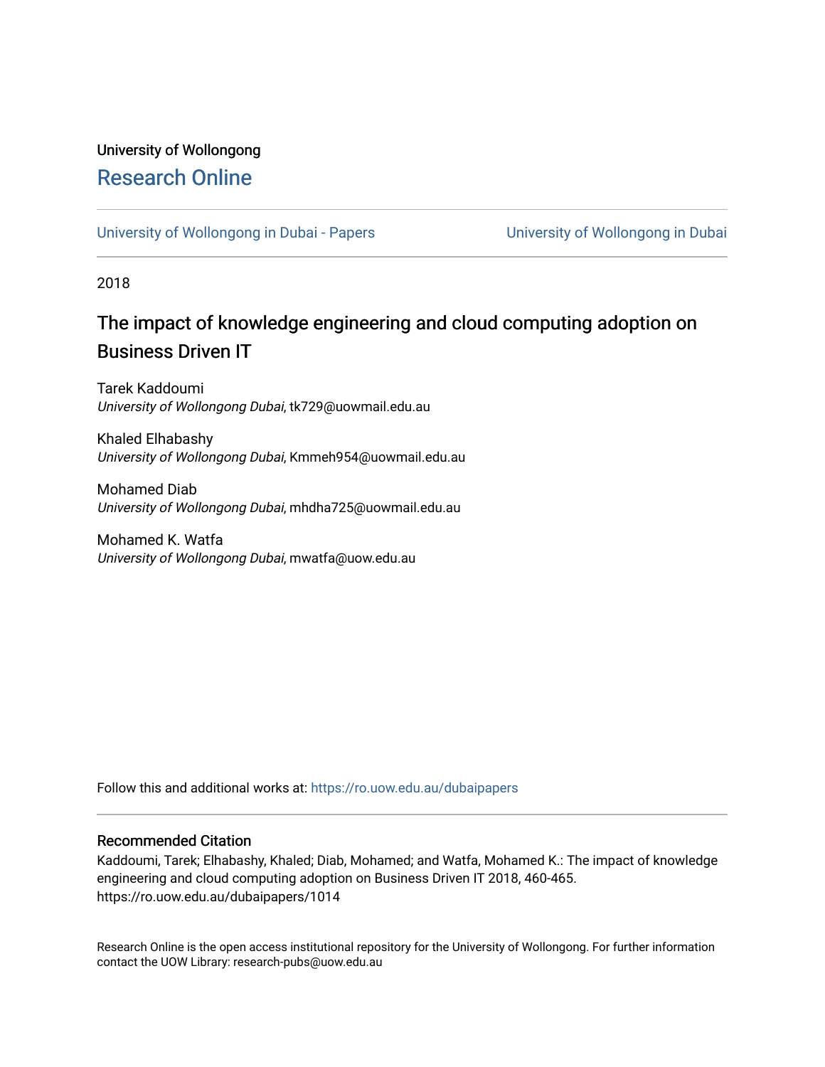University of Wollongong

# Research Online

University of Wollongong in Dubai - Papers | University of Wollongong in Dubai

2018

## The impact of knowledge engineering and cloud computing adoption on Business Driven IT

Tarek Kaddoumi
*University of Wollongong Dubai*, tk729@uowmail.edu.au

Khaled Elhabashy
*University of Wollongong Dubai*, Kmmeh954@uowmail.edu.au

Mohamed Diab
*University of Wollongong Dubai*, mhdha725@uowmail.edu.au

Mohamed K. Watfa
*University of Wollongong Dubai*, mwatfa@uow.edu.au

Follow this and additional works at: https://ro.uow.edu.au/dubaipapers

### Recommended Citation

Kaddoumi, Tarek; Elhabashy, Khaled; Diab, Mohamed; and Watfa, Mohamed K.: The impact of knowledge engineering and cloud computing adoption on Business Driven IT 2018, 460-465.
https://ro.uow.edu.au/dubaipapers/1014

Research Online is the open access institutional repository for the University of Wollongong. For further information contact the UOW Library: research-pubs@uow.edu.au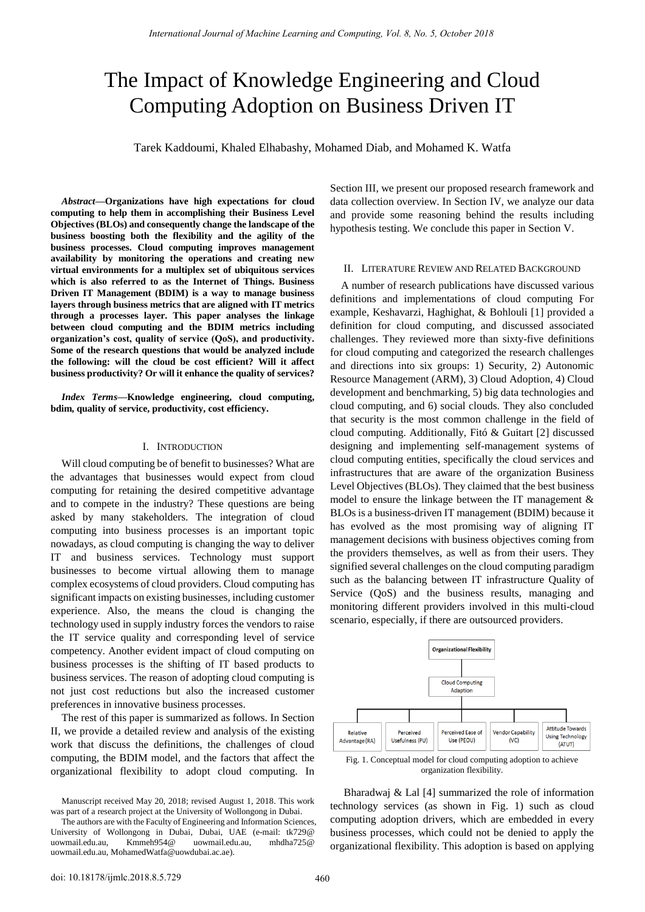# The Impact of Knowledge Engineering and Cloud Computing Adoption on Business Driven IT

Tarek Kaddoumi, Khaled Elhabashy, Mohamed Diab, and Mohamed K. Watfa

***Abstract*—Organizations have high expectations for cloud computing to help them in accomplishing their Business Level Objectives (BLOs) and consequently change the landscape of the business boosting both the flexibility and the agility of the business processes. Cloud computing improves management availability by monitoring the operations and creating new virtual environments for a multiplex set of ubiquitous services which is also referred to as the Internet of Things. Business Driven IT Management (BDIM) is a way to manage business layers through business metrics that are aligned with IT metrics through a processes layer. This paper analyses the linkage between cloud computing and the BDIM metrics including organization's cost, quality of service (QoS), and productivity. Some of the research questions that would be analyzed include the following: will the cloud be cost efficient? Will it affect business productivity? Or will it enhance the quality of services?**

***Index Terms*—Knowledge engineering, cloud computing, bdim, quality of service, productivity, cost efficiency.**

## I. Introduction

Will cloud computing be of benefit to businesses? What are the advantages that businesses would expect from cloud computing for retaining the desired competitive advantage and to compete in the industry? These questions are being asked by many stakeholders. The integration of cloud computing into business processes is an important topic nowadays, as cloud computing is changing the way to deliver IT and business services. Technology must support businesses to become virtual allowing them to manage complex ecosystems of cloud providers. Cloud computing has significant impacts on existing businesses, including customer experience. Also, the means the cloud is changing the technology used in supply industry forces the vendors to raise the IT service quality and corresponding level of service competency. Another evident impact of cloud computing on business processes is the shifting of IT based products to business services. The reason of adopting cloud computing is not just cost reductions but also the increased customer preferences in innovative business processes.

The rest of this paper is summarized as follows. In Section II, we provide a detailed review and analysis of the existing work that discuss the definitions, the challenges of cloud computing, the BDIM model, and the factors that affect the organizational flexibility to adopt cloud computing. In Section III, we present our proposed research framework and data collection overview. In Section IV, we analyze our data and provide some reasoning behind the results including hypothesis testing. We conclude this paper in Section V.

Manuscript received May 20, 2018; revised August 1, 2018. This work was part of a research project at the University of Wollongong in Dubai.

The authors are with the Faculty of Engineering and Information Sciences, University of Wollongong in Dubai, Dubai, UAE (e-mail: tk729@ uowmail.edu.au, Kmmeh954@ uowmail.edu.au, mhdha725@ uowmail.edu.au, MohamedWatfa@uowdubai.ac.ae).

## II. Literature Review and Related Background

A number of research publications have discussed various definitions and implementations of cloud computing For example, Keshavarzi, Haghighat, & Bohlouli [1] provided a definition for cloud computing, and discussed associated challenges. They reviewed more than sixty-five definitions for cloud computing and categorized the research challenges and directions into six groups: 1) Security, 2) Autonomic Resource Management (ARM), 3) Cloud Adoption, 4) Cloud development and benchmarking, 5) big data technologies and cloud computing, and 6) social clouds. They also concluded that security is the most common challenge in the field of cloud computing. Additionally, Fitó & Guitart [2] discussed designing and implementing self-management systems of cloud computing entities, specifically the cloud services and infrastructures that are aware of the organization Business Level Objectives (BLOs). They claimed that the best business model to ensure the linkage between the IT management & BLOs is a business-driven IT management (BDIM) because it has evolved as the most promising way of aligning IT management decisions with business objectives coming from the providers themselves, as well as from their users. They signified several challenges on the cloud computing paradigm such as the balancing between IT infrastructure Quality of Service (QoS) and the business results, managing and monitoring different providers involved in this multi-cloud scenario, especially, if there are outsourced providers.

Organizational Flexibility

Cloud Computing Adaption

Relative Advantage (RA) | Perceived Usefulness (PU) | Perceived Ease of Use (PEOU) | Vendor Capability (VC) | Attitude Towards Using Technology (ATUT)

Fig. 1. Conceptual model for cloud computing adoption to achieve organization flexibility.

Bharadwaj & Lal [4] summarized the role of information technology services (as shown in Fig. 1) such as cloud computing adoption drivers, which are embedded in every business processes, which could not be denied to apply the organizational flexibility. This adoption is based on applying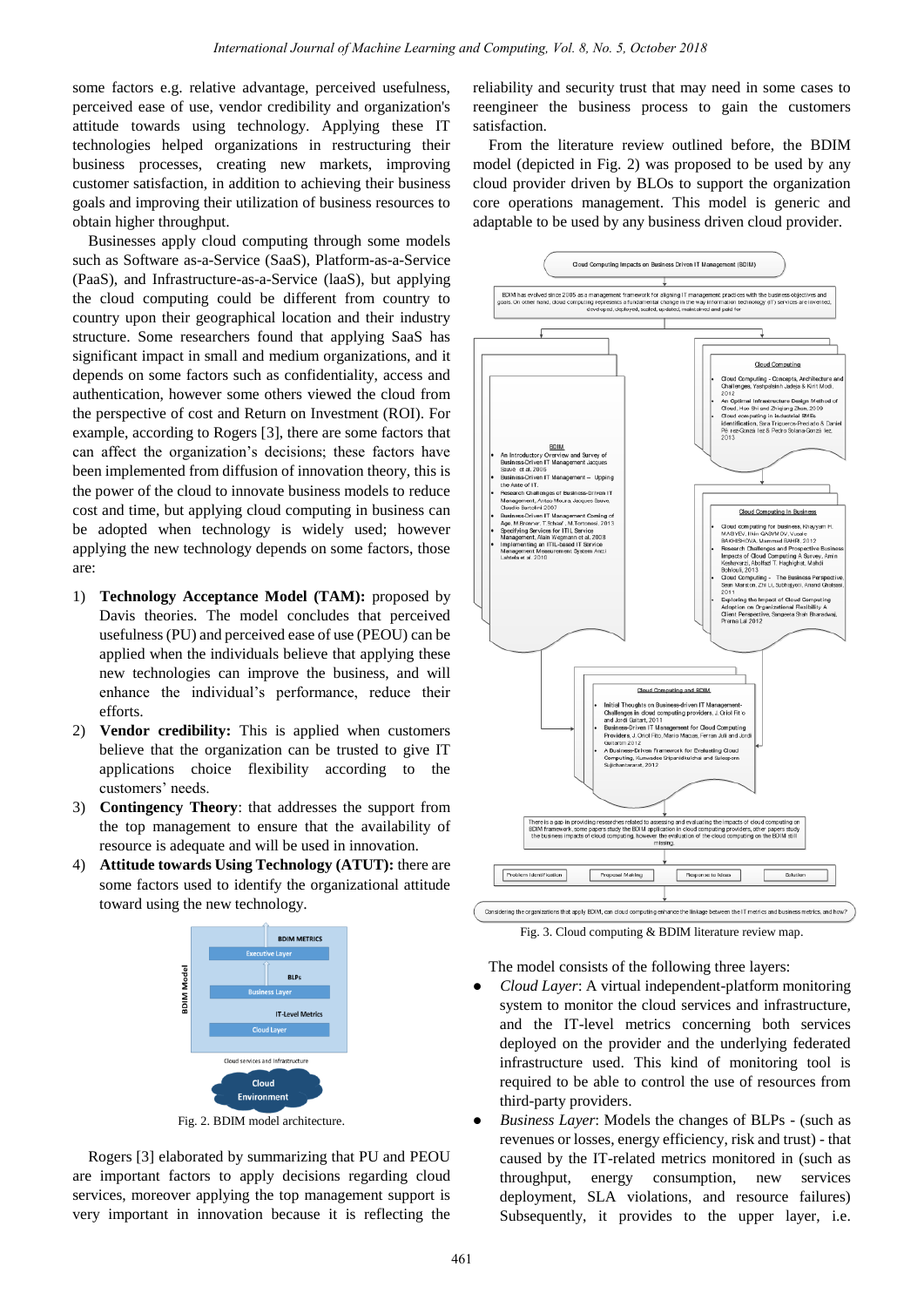some factors e.g. relative advantage, perceived usefulness, perceived ease of use, vendor credibility and organization's attitude towards using technology. Applying these IT technologies helped organizations in restructuring their business processes, creating new markets, improving customer satisfaction, in addition to achieving their business goals and improving their utilization of business resources to obtain higher throughput.

Businesses apply cloud computing through some models such as Software as-a-Service (SaaS), Platform-as-a-Service (PaaS), and Infrastructure-as-a-Service (laaS), but applying the cloud computing could be different from country to country upon their geographical location and their industry structure. Some researchers found that applying SaaS has significant impact in small and medium organizations, and it depends on some factors such as confidentiality, access and authentication, however some others viewed the cloud from the perspective of cost and Return on Investment (ROI). For example, according to Rogers [3], there are some factors that can affect the organization's decisions; these factors have been implemented from diffusion of innovation theory, this is the power of the cloud to innovate business models to reduce cost and time, but applying cloud computing in business can be adopted when technology is widely used; however applying the new technology depends on some factors, those are:

1) **Technology Acceptance Model (TAM):** proposed by Davis theories. The model concludes that perceived usefulness (PU) and perceived ease of use (PEOU) can be applied when the individuals believe that applying these new technologies can improve the business, and will enhance the individual's performance, reduce their efforts.
2) **Vendor credibility:** This is applied when customers believe that the organization can be trusted to give IT applications choice flexibility according to the customers' needs.
3) **Contingency Theory**: that addresses the support from the top management to ensure that the availability of resource is adequate and will be used in innovation.
4) **Attitude towards Using Technology (ATUT):** there are some factors used to identify the organizational attitude toward using the new technology.

Fig. 2. BDIM model architecture.

Rogers [3] elaborated by summarizing that PU and PEOU are important factors to apply decisions regarding cloud services, moreover applying the top management support is very important in innovation because it is reflecting the reliability and security trust that may need in some cases to reengineer the business process to gain the customers satisfaction.

From the literature review outlined before, the BDIM model (depicted in Fig. 2) was proposed to be used by any cloud provider driven by BLOs to support the organization core operations management. This model is generic and adaptable to be used by any business driven cloud provider.

Fig. 3. Cloud computing & BDIM literature review map.

The model consists of the following three layers:

- *Cloud Layer*: A virtual independent-platform monitoring system to monitor the cloud services and infrastructure, and the IT-level metrics concerning both services deployed on the provider and the underlying federated infrastructure used. This kind of monitoring tool is required to be able to control the use of resources from third-party providers.
- *Business Layer*: Models the changes of BLPs - (such as revenues or losses, energy efficiency, risk and trust) - that caused by the IT-related metrics monitored in (such as throughput, energy consumption, new services deployment, SLA violations, and resource failures) Subsequently, it provides to the upper layer, i.e.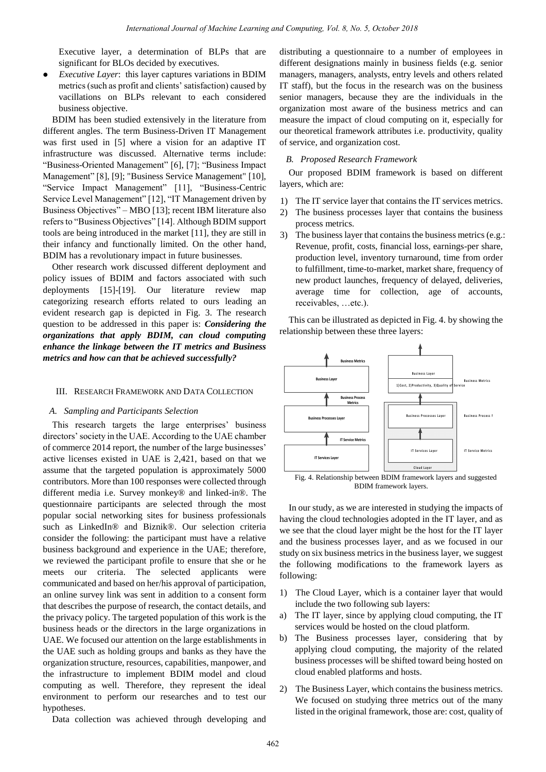Executive layer, a determination of BLPs that are significant for BLOs decided by executives.

- *Executive Layer*: this layer captures variations in BDIM metrics (such as profit and clients' satisfaction) caused by vacillations on BLPs relevant to each considered business objective.

BDIM has been studied extensively in the literature from different angles. The term Business-Driven IT Management was first used in [5] where a vision for an adaptive IT infrastructure was discussed. Alternative terms include: "Business-Oriented Management" [6], [7]; "Business Impact Management" [8], [9]; "Business Service Management" [10], "Service Impact Management" [11], "Business-Centric Service Level Management" [12], "IT Management driven by Business Objectives" – MBO [13]; recent IBM literature also refers to "Business Objectives" [14]. Although BDIM support tools are being introduced in the market [11], they are still in their infancy and functionally limited. On the other hand, BDIM has a revolutionary impact in future businesses.

Other research work discussed different deployment and policy issues of BDIM and factors associated with such deployments [15]-[19]. Our literature review map categorizing research efforts related to ours leading an evident research gap is depicted in Fig. 3. The research question to be addressed in this paper is: ***Considering the organizations that apply BDIM, can cloud computing enhance the linkage between the IT metrics and Business metrics and how can that be achieved successfully?***

## III. Research Framework and Data Collection

### A. Sampling and Participants Selection

This research targets the large enterprises' business directors' society in the UAE. According to the UAE chamber of commerce 2014 report, the number of the large businesses' active licenses existed in UAE is 2,421, based on that we assume that the targeted population is approximately 5000 contributors. More than 100 responses were collected through different media i.e. Survey monkey® and linked-in®. The questionnaire participants are selected through the most popular social networking sites for business professionals such as LinkedIn® and Biznik®. Our selection criteria consider the following: the participant must have a relative business background and experience in the UAE; therefore, we reviewed the participant profile to ensure that she or he meets our criteria. The selected applicants were communicated and based on her/his approval of participation, an online survey link was sent in addition to a consent form that describes the purpose of research, the contact details, and the privacy policy. The targeted population of this work is the business heads or the directors in the large organizations in UAE. We focused our attention on the large establishments in the UAE such as holding groups and banks as they have the organization structure, resources, capabilities, manpower, and the infrastructure to implement BDIM model and cloud computing as well. Therefore, they represent the ideal environment to perform our researches and to test our hypotheses.

Data collection was achieved through developing and distributing a questionnaire to a number of employees in different designations mainly in business fields (e.g. senior managers, managers, analysts, entry levels and others related IT staff), but the focus in the research was on the business senior managers, because they are the individuals in the organization most aware of the business metrics and can measure the impact of cloud computing on it, especially for our theoretical framework attributes i.e. productivity, quality of service, and organization cost.

### B. Proposed Research Framework

Our proposed BDIM framework is based on different layers, which are:

1) The IT service layer that contains the IT services metrics.
2) The business processes layer that contains the business process metrics.
3) The business layer that contains the business metrics (e.g.: Revenue, profit, costs, financial loss, earnings-per share, production level, inventory turnaround, time from order to fulfillment, time-to-market, market share, frequency of new product launches, frequency of delayed, deliveries, average time for collection, age of accounts, receivables, …etc.).

This can be illustrated as depicted in Fig. 4. by showing the relationship between these three layers:

Fig. 4. Relationship between BDIM framework layers and suggested BDIM framework layers.

In our study, as we are interested in studying the impacts of having the cloud technologies adopted in the IT layer, and as we see that the cloud layer might be the host for the IT layer and the business processes layer, and as we focused in our study on six business metrics in the business layer, we suggest the following modifications to the framework layers as following:

1) The Cloud Layer, which is a container layer that would include the two following sub layers:
   a) The IT layer, since by applying cloud computing, the IT services would be hosted on the cloud platform.
   b) The Business processes layer, considering that by applying cloud computing, the majority of the related business processes will be shifted toward being hosted on cloud enabled platforms and hosts.
2) The Business Layer, which contains the business metrics. We focused on studying three metrics out of the many listed in the original framework, those are: cost, quality of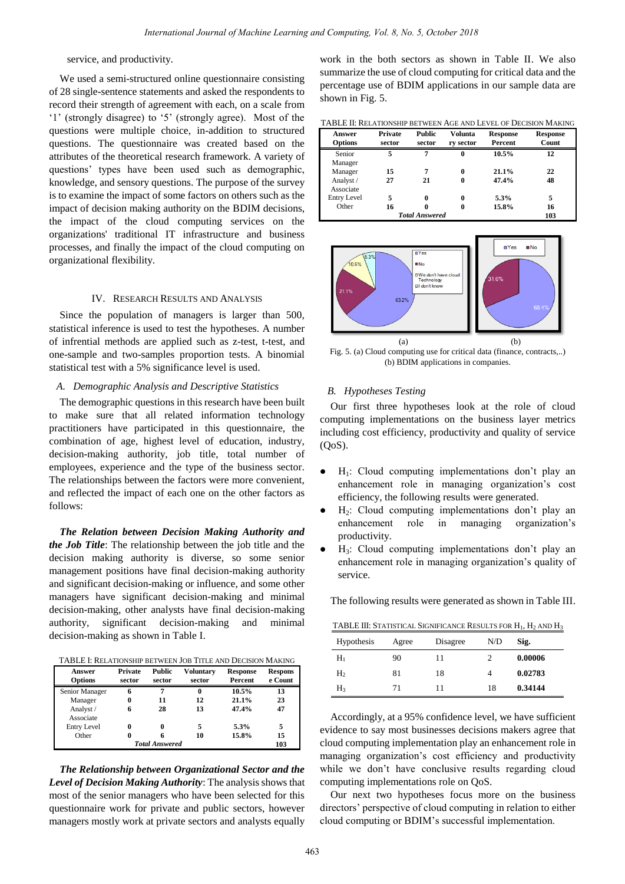service, and productivity.

We used a semi-structured online questionnaire consisting of 28 single-sentence statements and asked the respondents to record their strength of agreement with each, on a scale from '1' (strongly disagree) to '5' (strongly agree). Most of the questions were multiple choice, in-addition to structured questions. The questionnaire was created based on the attributes of the theoretical research framework. A variety of questions' types have been used such as demographic, knowledge, and sensory questions. The purpose of the survey is to examine the impact of some factors on others such as the impact of decision making authority on the BDIM decisions, the impact of the cloud computing services on the organizations' traditional IT infrastructure and business processes, and finally the impact of the cloud computing on organizational flexibility.

## IV. Research Results and Analysis

Since the population of managers is larger than 500, statistical inference is used to test the hypotheses. A number of infrential methods are applied such as z-test, t-test, and one-sample and two-samples proportion tests. A binomial statistical test with a 5% significance level is used.

### A. Demographic Analysis and Descriptive Statistics

The demographic questions in this research have been built to make sure that all related information technology practitioners have participated in this questionnaire, the combination of age, highest level of education, industry, decision-making authority, job title, total number of employees, experience and the type of the business sector. The relationships between the factors were more convenient, and reflected the impact of each one on the other factors as follows:

***The Relation between Decision Making Authority and the Job Title***: The relationship between the job title and the decision making authority is diverse, so some senior management positions have final decision-making authority and significant decision-making or influence, and some other managers have significant decision-making and minimal decision-making, other analysts have final decision-making authority, significant decision-making and minimal decision-making as shown in Table I.

TABLE I: Relationship between Job Title and Decision Making

| Answer Options | Private sector | Public sector | Voluntary sector | Response Percent | Response Count |
|---|---|---|---|---|---|
| Senior Manager | 6 | 7 | 0 | 10.5% | 13 |
| Manager | 0 | 11 | 12 | 21.1% | 23 |
| Analyst / Associate | 6 | 28 | 13 | 47.4% | 47 |
| Entry Level | 0 | 0 | 5 | 5.3% | 5 |
| Other | 0 | 6 | 10 | 15.8% | 15 |
| *Total Answered* | | | | | 103 |

***The Relationship between Organizational Sector and the Level of Decision Making Authority***: The analysis shows that most of the senior managers who have been selected for this questionnaire work for private and public sectors, however managers mostly work at private sectors and analysts equally work in the both sectors as shown in Table II. We also summarize the use of cloud computing for critical data and the percentage use of BDIM applications in our sample data are shown in Fig. 5.

TABLE II: Relationship between Age and Level of Decision Making

| Answer Options | Private sector | Public sector | Voluntary sector | Response Percent | Response Count |
|---|---|---|---|---|---|
| Senior Manager | 5 | 7 | 0 | 10.5% | 12 |
| Manager | 15 | 7 | 0 | 21.1% | 22 |
| Analyst / Associate | 27 | 21 | 0 | 47.4% | 48 |
| Entry Level | 5 | 0 | 0 | 5.3% | 5 |
| Other | 16 | 0 | 0 | 15.8% | 16 |
| *Total Answered* | | | | | 103 |

Fig. 5. (a) Cloud computing use for critical data (finance, contracts,..) (b) BDIM applications in companies.

### B. Hypotheses Testing

Our first three hypotheses look at the role of cloud computing implementations on the business layer metrics including cost efficiency, productivity and quality of service (QoS).

- $H_1$: Cloud computing implementations don't play an enhancement role in managing organization's cost efficiency, the following results were generated.
- $H_2$: Cloud computing implementations don't play an enhancement role in managing organization's productivity.
- $H_3$: Cloud computing implementations don't play an enhancement role in managing organization's quality of service.

The following results were generated as shown in Table III.

TABLE III: Statistical Significance Results for $H_1$, $H_2$ and $H_3$

| Hypothesis | Agree | Disagree | N/D | Sig. |
|---|---|---|---|---|
| $H_1$ | 90 | 11 | 2 | **0.00006** |
| $H_2$ | 81 | 18 | 4 | **0.02783** |
| $H_3$ | 71 | 11 | 18 | **0.34144** |

Accordingly, at a 95% confidence level, we have sufficient evidence to say most businesses decisions makers agree that cloud computing implementation play an enhancement role in managing organization's cost efficiency and productivity while we don't have conclusive results regarding cloud computing implementations role on QoS.

Our next two hypotheses focus more on the business directors' perspective of cloud computing in relation to either cloud computing or BDIM's successful implementation.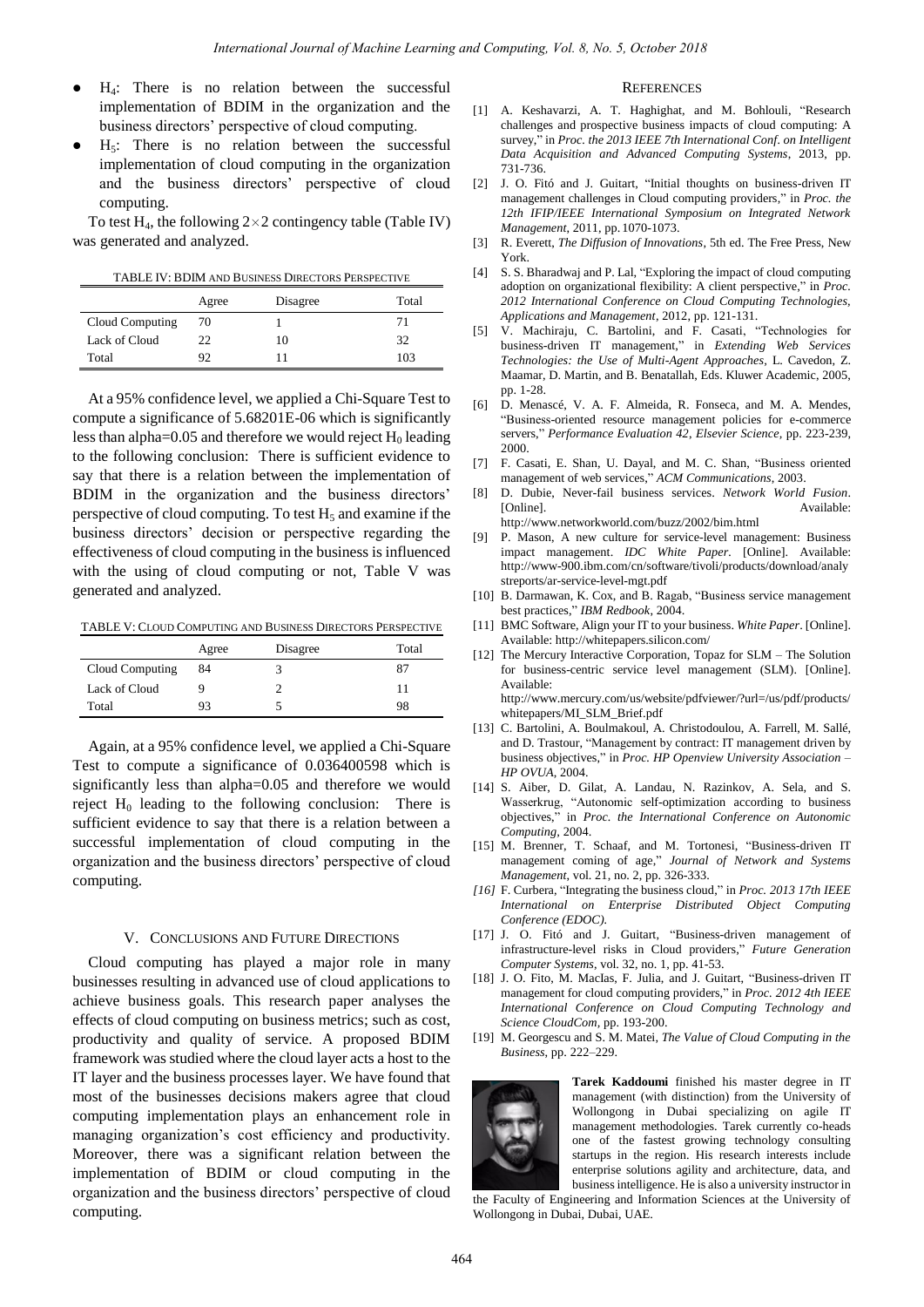- $H_4$: There is no relation between the successful implementation of BDIM in the organization and the business directors' perspective of cloud computing.
- $H_5$: There is no relation between the successful implementation of cloud computing in the organization and the business directors' perspective of cloud computing.

To test $H_4$, the following $2 \times 2$ contingency table (Table IV) was generated and analyzed.

TABLE IV: BDIM AND BUSINESS DIRECTORS PERSPECTIVE

| | Agree | Disagree | Total |
|---|---|---|---|
| Cloud Computing | 70 | 1 | 71 |
| Lack of Cloud | 22 | 10 | 32 |
| Total | 92 | 11 | 103 |

At a 95% confidence level, we applied a Chi-Square Test to compute a significance of 5.68201E-06 which is significantly less than alpha=0.05 and therefore we would reject $H_0$ leading to the following conclusion: There is sufficient evidence to say that there is a relation between the implementation of BDIM in the organization and the business directors' perspective of cloud computing. To test $H_5$ and examine if the business directors' decision or perspective regarding the effectiveness of cloud computing in the business is influenced with the using of cloud computing or not, Table V was generated and analyzed.

TABLE V: CLOUD COMPUTING AND BUSINESS DIRECTORS PERSPECTIVE

| | Agree | Disagree | Total |
|---|---|---|---|
| Cloud Computing | 84 | 3 | 87 |
| Lack of Cloud | 9 | 2 | 11 |
| Total | 93 | 5 | 98 |

Again, at a 95% confidence level, we applied a Chi-Square Test to compute a significance of 0.036400598 which is significantly less than alpha=0.05 and therefore we would reject $H_0$ leading to the following conclusion: There is sufficient evidence to say that there is a relation between a successful implementation of cloud computing in the organization and the business directors' perspective of cloud computing.

## V. CONCLUSIONS AND FUTURE DIRECTIONS

Cloud computing has played a major role in many businesses resulting in advanced use of cloud applications to achieve business goals. This research paper analyses the effects of cloud computing on business metrics; such as cost, productivity and quality of service. A proposed BDIM framework was studied where the cloud layer acts a host to the IT layer and the business processes layer. We have found that most of the businesses decisions makers agree that cloud computing implementation plays an enhancement role in managing organization's cost efficiency and productivity. Moreover, there was a significant relation between the implementation of BDIM or cloud computing in the organization and the business directors' perspective of cloud computing.

## REFERENCES

[1] A. Keshavarzi, A. T. Haghighat, and M. Bohlouli, "Research challenges and prospective business impacts of cloud computing: A survey," in *Proc. the 2013 IEEE 7th International Conf. on Intelligent Data Acquisition and Advanced Computing Systems*, 2013, pp. 731-736.

[2] J. O. Fitó and J. Guitart, "Initial thoughts on business-driven IT management challenges in Cloud computing providers," in *Proc. the 12th IFIP/IEEE International Symposium on Integrated Network Management*, 2011, pp. 1070-1073.

[3] R. Everett, *The Diffusion of Innovations*, 5th ed. The Free Press, New York.

[4] S. S. Bharadwaj and P. Lal, "Exploring the impact of cloud computing adoption on organizational flexibility: A client perspective," in *Proc. 2012 International Conference on Cloud Computing Technologies, Applications and Management*, 2012, pp. 121-131.

[5] V. Machiraju, C. Bartolini, and F. Casati, "Technologies for business-driven IT management," in *Extending Web Services Technologies: the Use of Multi-Agent Approaches*, L. Cavedon, Z. Maamar, D. Martin, and B. Benatallah, Eds. Kluwer Academic, 2005, pp. 1-28.

[6] D. Menascé, V. A. F. Almeida, R. Fonseca, and M. A. Mendes, "Business-oriented resource management policies for e-commerce servers," *Performance Evaluation 42, Elsevier Science*, pp. 223-239, 2000.

[7] F. Casati, E. Shan, U. Dayal, and M. C. Shan, "Business oriented management of web services," *ACM Communications*, 2003.

[8] D. Dubie, Never-fail business services. *Network World Fusion*. [Online]. Available: http://www.networkworld.com/buzz/2002/bim.html

[9] P. Mason, A new culture for service-level management: Business impact management. *IDC White Paper*. [Online]. Available: http://www-900.ibm.com/cn/software/tivoli/products/download/analystreports/ar-service-level-mgt.pdf

[10] B. Darmawan, K. Cox, and B. Ragab, "Business service management best practices," *IBM Redbook*, 2004.

[11] BMC Software, Align your IT to your business. *White Paper*. [Online]. Available: http://whitepapers.silicon.com/

[12] The Mercury Interactive Corporation, Topaz for SLM – The Solution for business-centric service level management (SLM). [Online]. Available: http://www.mercury.com/us/website/pdfviewer/?url=/us/pdf/products/whitepapers/MI_SLM_Brief.pdf

[13] C. Bartolini, A. Boulmakoul, A. Christodoulou, A. Farrell, M. Sallé, and D. Trastour, "Management by contract: IT management driven by business objectives," in *Proc. HP Openview University Association – HP OVUA*, 2004.

[14] S. Aiber, D. Gilat, A. Landau, N. Razinkov, A. Sela, and S. Wasserkrug, "Autonomic self-optimization according to business objectives," in *Proc. the International Conference on Autonomic Computing*, 2004.

[15] M. Brenner, T. Schaaf, and M. Tortonesi, "Business-driven IT management coming of age," *Journal of Network and Systems Management*, vol. 21, no. 2, pp. 326-333.

[16] F. Curbera, "Integrating the business cloud," in *Proc. 2013 17th IEEE International on Enterprise Distributed Object Computing Conference (EDOC)*.

[17] J. O. Fitó and J. Guitart, "Business-driven management of infrastructure-level risks in Cloud providers," *Future Generation Computer Systems*, vol. 32, no. 1, pp. 41-53.

[18] J. O. Fito, M. Maclas, F. Julia, and J. Guitart, "Business-driven IT management for cloud computing providers," in *Proc. 2012 4th IEEE International Conference on Cloud Computing Technology and Science CloudCom*, pp. 193-200.

[19] M. Georgescu and S. M. Matei, *The Value of Cloud Computing in the Business*, pp. 222–229.

**Tarek Kaddoumi** finished his master degree in IT management (with distinction) from the University of Wollongong in Dubai specializing on agile IT management methodologies. Tarek currently co-heads one of the fastest growing technology consulting startups in the region. His research interests include enterprise solutions agility and architecture, data, and business intelligence. He is also a university instructor in the Faculty of Engineering and Information Sciences at the University of Wollongong in Dubai, Dubai, UAE.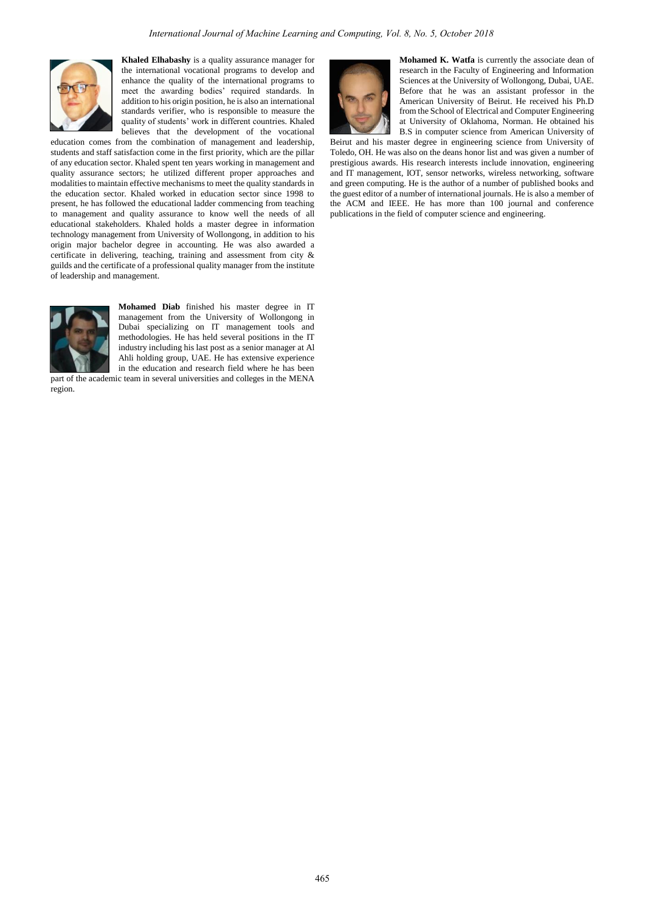**Khaled Elhabashy** is a quality assurance manager for the international vocational programs to develop and enhance the quality of the international programs to meet the awarding bodies' required standards. In addition to his origin position, he is also an international standards verifier, who is responsible to measure the quality of students' work in different countries. Khaled believes that the development of the vocational education comes from the combination of management and leadership, students and staff satisfaction come in the first priority, which are the pillar of any education sector. Khaled spent ten years working in management and quality assurance sectors; he utilized different proper approaches and modalities to maintain effective mechanisms to meet the quality standards in the education sector. Khaled worked in education sector since 1998 to present, he has followed the educational ladder commencing from teaching to management and quality assurance to know well the needs of all educational stakeholders. Khaled holds a master degree in information technology management from University of Wollongong, in addition to his origin major bachelor degree in accounting. He was also awarded a certificate in delivering, teaching, training and assessment from city & guilds and the certificate of a professional quality manager from the institute of leadership and management.

**Mohamed Diab** finished his master degree in IT management from the University of Wollongong in Dubai specializing on IT management tools and methodologies. He has held several positions in the IT industry including his last post as a senior manager at Al Ahli holding group, UAE. He has extensive experience in the education and research field where he has been part of the academic team in several universities and colleges in the MENA region.

**Mohamed K. Watfa** is currently the associate dean of research in the Faculty of Engineering and Information Sciences at the University of Wollongong, Dubai, UAE. Before that he was an assistant professor in the American University of Beirut. He received his Ph.D from the School of Electrical and Computer Engineering at University of Oklahoma, Norman. He obtained his B.S in computer science from American University of Beirut and his master degree in engineering science from University of Toledo, OH. He was also on the deans honor list and was given a number of prestigious awards. His research interests include innovation, engineering and IT management, IOT, sensor networks, wireless networking, software and green computing. He is the author of a number of published books and the guest editor of a number of international journals. He is also a member of the ACM and IEEE. He has more than 100 journal and conference publications in the field of computer science and engineering.